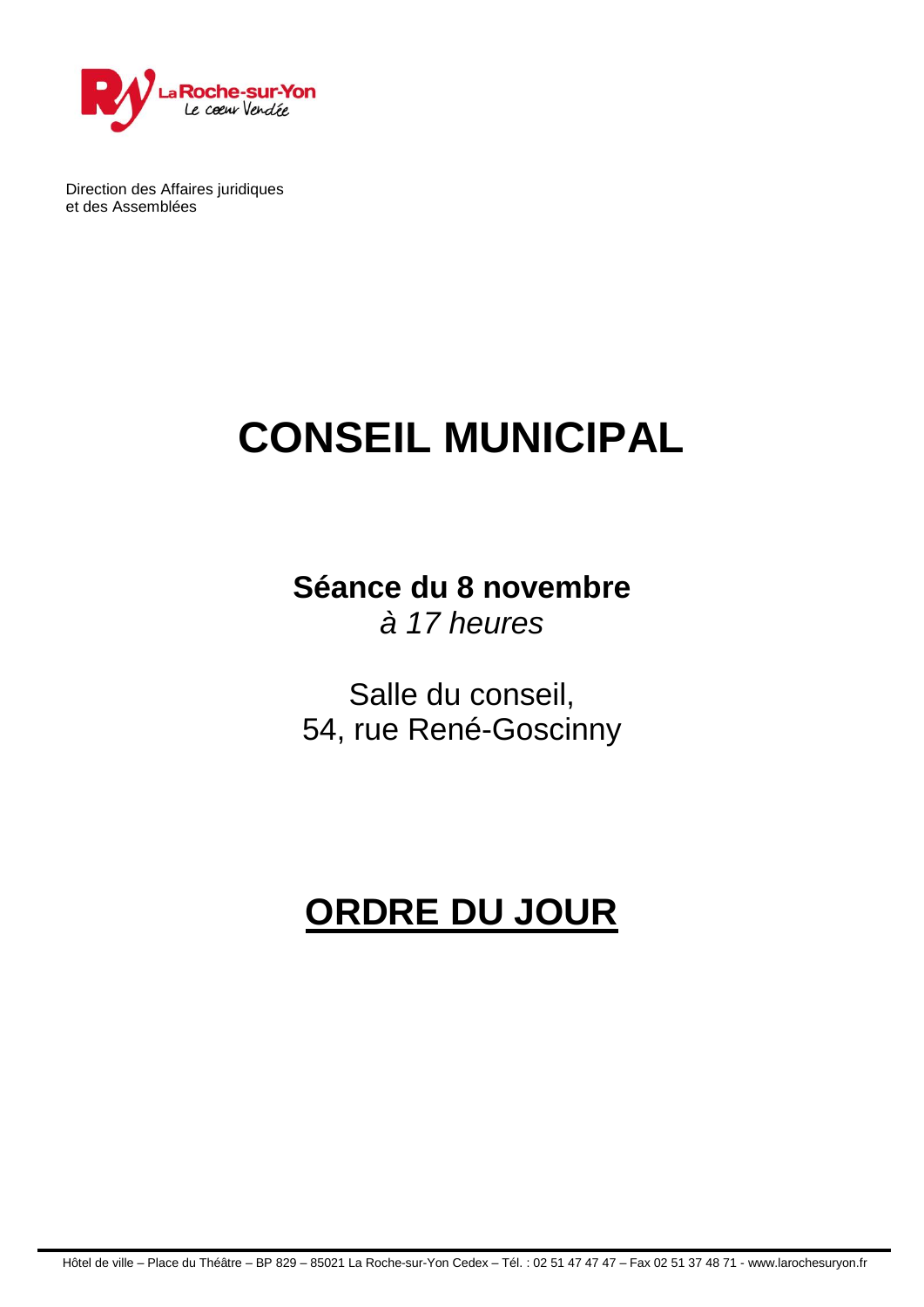Direction des Affaires juridiques
et des Assemblées

# CONSEIL MUNICIPAL

**Séance du 8 novembre**
*à 17 heures*

Salle du conseil,
54, rue René-Goscinny

# ORDRE DU JOUR

Hôtel de ville – Place du Théâtre – BP 829 – 85021 La Roche-sur-Yon Cedex – Tél. : 02 51 47 47 47 – Fax 02 51 37 48 71 - www.larochesuryon.fr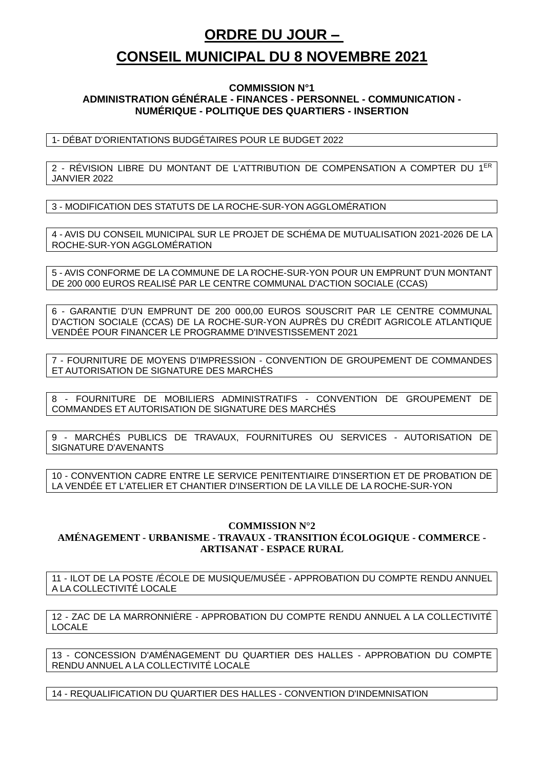# ORDRE DU JOUR –

# CONSEIL MUNICIPAL DU 8 NOVEMBRE 2021

### COMMISSION N°1
### ADMINISTRATION GÉNÉRALE - FINANCES - PERSONNEL - COMMUNICATION - NUMÉRIQUE - POLITIQUE DES QUARTIERS - INSERTION

1- DÉBAT D'ORIENTATIONS BUDGÉTAIRES POUR LE BUDGET 2022

2 - RÉVISION LIBRE DU MONTANT DE L'ATTRIBUTION DE COMPENSATION A COMPTER DU 1ER JANVIER 2022

3 - MODIFICATION DES STATUTS DE LA ROCHE-SUR-YON AGGLOMÉRATION

4 - AVIS DU CONSEIL MUNICIPAL SUR LE PROJET DE SCHÉMA DE MUTUALISATION 2021-2026 DE LA ROCHE-SUR-YON AGGLOMÉRATION

5 - AVIS CONFORME DE LA COMMUNE DE LA ROCHE-SUR-YON POUR UN EMPRUNT D'UN MONTANT DE 200 000 EUROS REALISÉ PAR LE CENTRE COMMUNAL D'ACTION SOCIALE (CCAS)

6 - GARANTIE D'UN EMPRUNT DE 200 000,00 EUROS SOUSCRIT PAR LE CENTRE COMMUNAL D'ACTION SOCIALE (CCAS) DE LA ROCHE-SUR-YON AUPRÈS DU CRÉDIT AGRICOLE ATLANTIQUE VENDÉE POUR FINANCER LE PROGRAMME D'INVESTISSEMENT 2021

7 - FOURNITURE DE MOYENS D'IMPRESSION - CONVENTION DE GROUPEMENT DE COMMANDES ET AUTORISATION DE SIGNATURE DES MARCHÉS

8 - FOURNITURE DE MOBILIERS ADMINISTRATIFS - CONVENTION DE GROUPEMENT DE COMMANDES ET AUTORISATION DE SIGNATURE DES MARCHÉS

9 - MARCHÉS PUBLICS DE TRAVAUX, FOURNITURES OU SERVICES - AUTORISATION DE SIGNATURE D'AVENANTS

10 - CONVENTION CADRE ENTRE LE SERVICE PENITENTIAIRE D'INSERTION ET DE PROBATION DE LA VENDÉE ET L'ATELIER ET CHANTIER D'INSERTION DE LA VILLE DE LA ROCHE-SUR-YON

### COMMISSION N°2
### AMÉNAGEMENT - URBANISME - TRAVAUX - TRANSITION ÉCOLOGIQUE - COMMERCE - ARTISANAT - ESPACE RURAL

11 - ILOT DE LA POSTE /ÉCOLE DE MUSIQUE/MUSÉE - APPROBATION DU COMPTE RENDU ANNUEL A LA COLLECTIVITÉ LOCALE

12 - ZAC DE LA MARRONNIÈRE - APPROBATION DU COMPTE RENDU ANNUEL A LA COLLECTIVITÉ LOCALE

13 - CONCESSION D'AMÉNAGEMENT DU QUARTIER DES HALLES - APPROBATION DU COMPTE RENDU ANNUEL A LA COLLECTIVITÉ LOCALE

14 - REQUALIFICATION DU QUARTIER DES HALLES - CONVENTION D'INDEMNISATION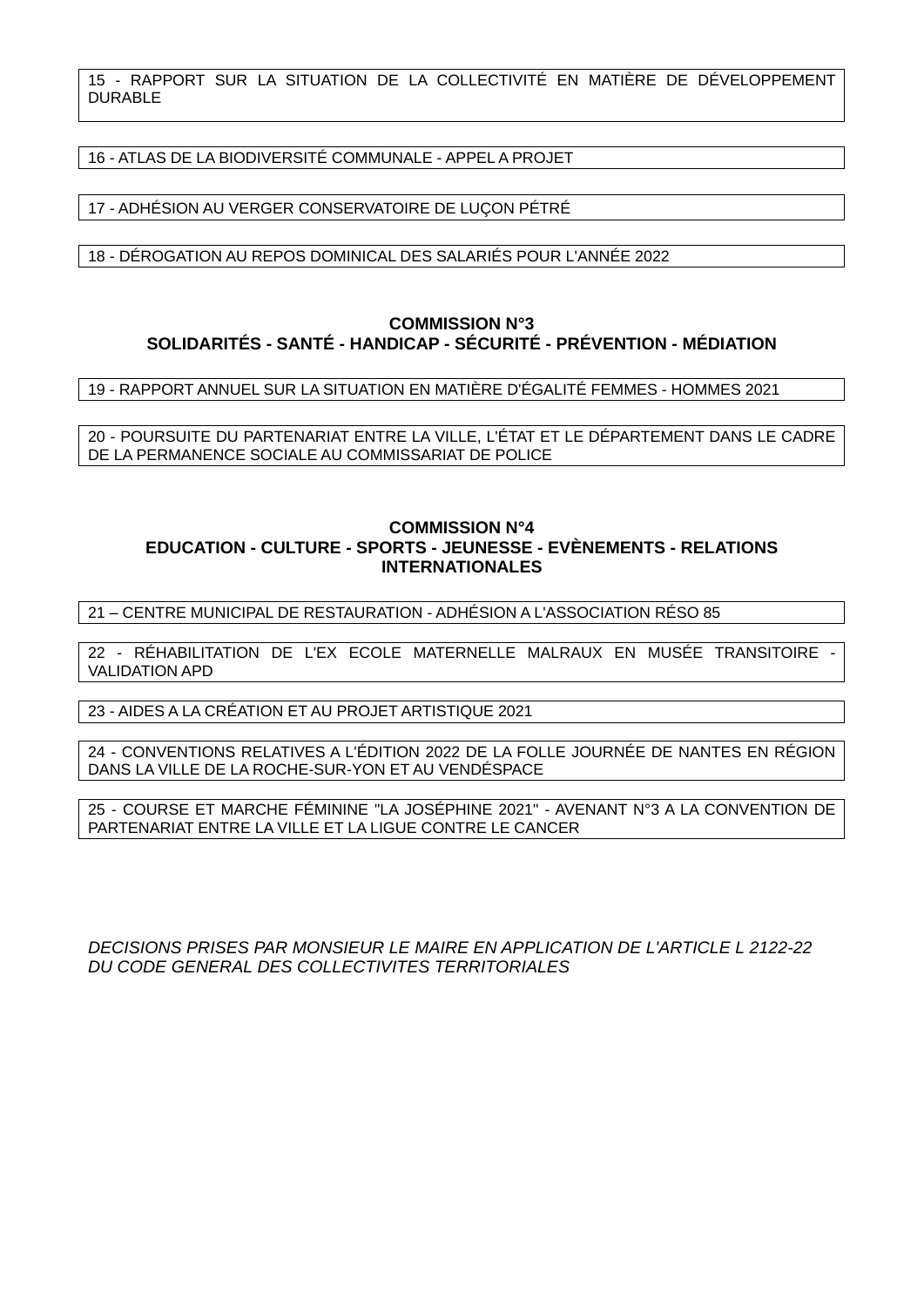15 - RAPPORT SUR LA SITUATION DE LA COLLECTIVITÉ EN MATIÈRE DE DÉVELOPPEMENT DURABLE

16 - ATLAS DE LA BIODIVERSITÉ COMMUNALE - APPEL A PROJET

17 - ADHÉSION AU VERGER CONSERVATOIRE DE LUÇON PÉTRÉ

18 - DÉROGATION AU REPOS DOMINICAL DES SALARIÉS POUR L'ANNÉE 2022

## COMMISSION N°3
## SOLIDARITÉS - SANTÉ - HANDICAP - SÉCURITÉ - PRÉVENTION - MÉDIATION

19 - RAPPORT ANNUEL SUR LA SITUATION EN MATIÈRE D'ÉGALITÉ FEMMES - HOMMES 2021

20 - POURSUITE DU PARTENARIAT ENTRE LA VILLE, L'ÉTAT ET LE DÉPARTEMENT DANS LE CADRE DE LA PERMANENCE SOCIALE AU COMMISSARIAT DE POLICE

## COMMISSION N°4
## EDUCATION - CULTURE - SPORTS - JEUNESSE - EVÈNEMENTS - RELATIONS INTERNATIONALES

21 – CENTRE MUNICIPAL DE RESTAURATION - ADHÉSION A L'ASSOCIATION RÉSO 85

22 - RÉHABILITATION DE L'EX ECOLE MATERNELLE MALRAUX EN MUSÉE TRANSITOIRE - VALIDATION APD

23 - AIDES A LA CRÉATION ET AU PROJET ARTISTIQUE 2021

24 - CONVENTIONS RELATIVES A L'ÉDITION 2022 DE LA FOLLE JOURNÉE DE NANTES EN RÉGION DANS LA VILLE DE LA ROCHE-SUR-YON ET AU VENDÉSPACE

25 - COURSE ET MARCHE FÉMININE "LA JOSÉPHINE 2021" - AVENANT N°3 A LA CONVENTION DE PARTENARIAT ENTRE LA VILLE ET LA LIGUE CONTRE LE CANCER

*DECISIONS PRISES PAR MONSIEUR LE MAIRE EN APPLICATION DE L'ARTICLE L 2122-22 DU CODE GENERAL DES COLLECTIVITES TERRITORIALES*